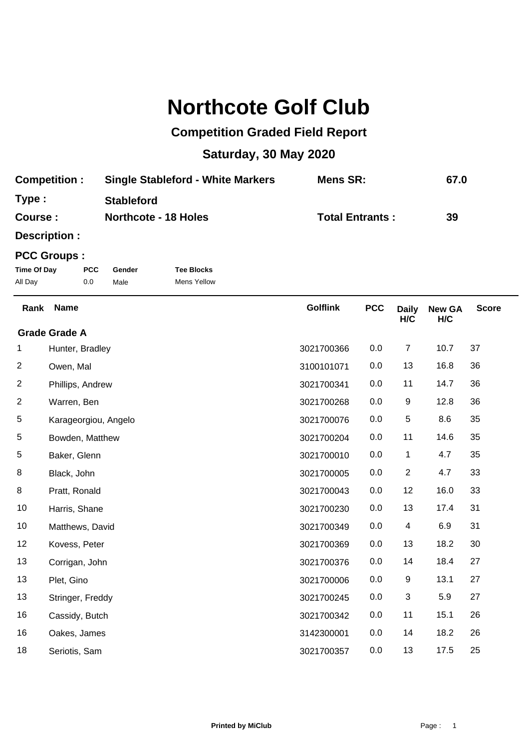# Northcote Golf Club

## Competition Graded Field Report

## Saturday, 30 May 2020

| | | | |
|---|---|---|---|
| **Competition :** | **Single Stableford - White Markers** | **Mens SR:** | **67.0** |
| **Type :** | **Stableford** | | |
| **Course :** | **Northcote - 18 Holes** | **Total Entrants :** | **39** |
| **Description :** | | | |

**PCC Groups :**

| Time Of Day | PCC | Gender | Tee Blocks |
|---|---|---|---|
| All Day | 0.0 | Male | Mens Yellow |

| Rank | Name | Golflink | PCC | Daily H/C | New GA H/C | Score |
|---|---|---|---|---|---|---|
| **Grade Grade A** | | | | | | |
| 1 | Hunter, Bradley | 3021700366 | 0.0 | 7 | 10.7 | 37 |
| 2 | Owen, Mal | 3100101071 | 0.0 | 13 | 16.8 | 36 |
| 2 | Phillips, Andrew | 3021700341 | 0.0 | 11 | 14.7 | 36 |
| 2 | Warren, Ben | 3021700268 | 0.0 | 9 | 12.8 | 36 |
| 5 | Karageorgiou, Angelo | 3021700076 | 0.0 | 5 | 8.6 | 35 |
| 5 | Bowden, Matthew | 3021700204 | 0.0 | 11 | 14.6 | 35 |
| 5 | Baker, Glenn | 3021700010 | 0.0 | 1 | 4.7 | 35 |
| 8 | Black, John | 3021700005 | 0.0 | 2 | 4.7 | 33 |
| 8 | Pratt, Ronald | 3021700043 | 0.0 | 12 | 16.0 | 33 |
| 10 | Harris, Shane | 3021700230 | 0.0 | 13 | 17.4 | 31 |
| 10 | Matthews, David | 3021700349 | 0.0 | 4 | 6.9 | 31 |
| 12 | Kovess, Peter | 3021700369 | 0.0 | 13 | 18.2 | 30 |
| 13 | Corrigan, John | 3021700376 | 0.0 | 14 | 18.4 | 27 |
| 13 | Plet, Gino | 3021700006 | 0.0 | 9 | 13.1 | 27 |
| 13 | Stringer, Freddy | 3021700245 | 0.0 | 3 | 5.9 | 27 |
| 16 | Cassidy, Butch | 3021700342 | 0.0 | 11 | 15.1 | 26 |
| 16 | Oakes, James | 3142300001 | 0.0 | 14 | 18.2 | 26 |
| 18 | Seriotis, Sam | 3021700357 | 0.0 | 13 | 17.5 | 25 |

**Printed by MiClub**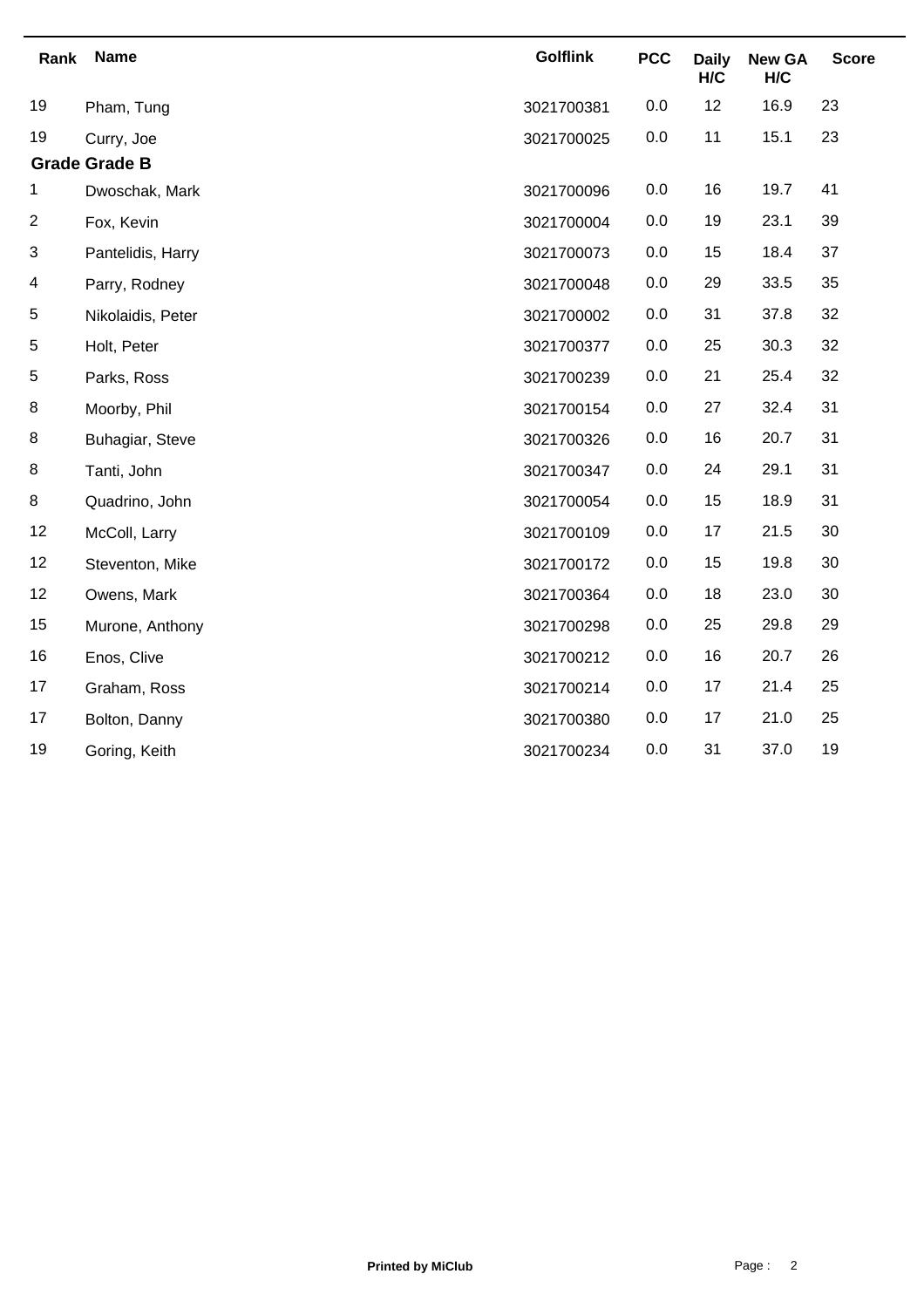| Rank | Name | Golflink | PCC | Daily H/C | New GA H/C | Score |
|---|---|---|---|---|---|---|
| 19 | Pham, Tung | 3021700381 | 0.0 | 12 | 16.9 | 23 |
| 19 | Curry, Joe | 3021700025 | 0.0 | 11 | 15.1 | 23 |
| **Grade Grade B** | | | | | | |
| 1 | Dwoschak, Mark | 3021700096 | 0.0 | 16 | 19.7 | 41 |
| 2 | Fox, Kevin | 3021700004 | 0.0 | 19 | 23.1 | 39 |
| 3 | Pantelidis, Harry | 3021700073 | 0.0 | 15 | 18.4 | 37 |
| 4 | Parry, Rodney | 3021700048 | 0.0 | 29 | 33.5 | 35 |
| 5 | Nikolaidis, Peter | 3021700002 | 0.0 | 31 | 37.8 | 32 |
| 5 | Holt, Peter | 3021700377 | 0.0 | 25 | 30.3 | 32 |
| 5 | Parks, Ross | 3021700239 | 0.0 | 21 | 25.4 | 32 |
| 8 | Moorby, Phil | 3021700154 | 0.0 | 27 | 32.4 | 31 |
| 8 | Buhagiar, Steve | 3021700326 | 0.0 | 16 | 20.7 | 31 |
| 8 | Tanti, John | 3021700347 | 0.0 | 24 | 29.1 | 31 |
| 8 | Quadrino, John | 3021700054 | 0.0 | 15 | 18.9 | 31 |
| 12 | McColl, Larry | 3021700109 | 0.0 | 17 | 21.5 | 30 |
| 12 | Steventon, Mike | 3021700172 | 0.0 | 15 | 19.8 | 30 |
| 12 | Owens, Mark | 3021700364 | 0.0 | 18 | 23.0 | 30 |
| 15 | Murone, Anthony | 3021700298 | 0.0 | 25 | 29.8 | 29 |
| 16 | Enos, Clive | 3021700212 | 0.0 | 16 | 20.7 | 26 |
| 17 | Graham, Ross | 3021700214 | 0.0 | 17 | 21.4 | 25 |
| 17 | Bolton, Danny | 3021700380 | 0.0 | 17 | 21.0 | 25 |
| 19 | Goring, Keith | 3021700234 | 0.0 | 31 | 37.0 | 19 |

**Printed by MiClub**